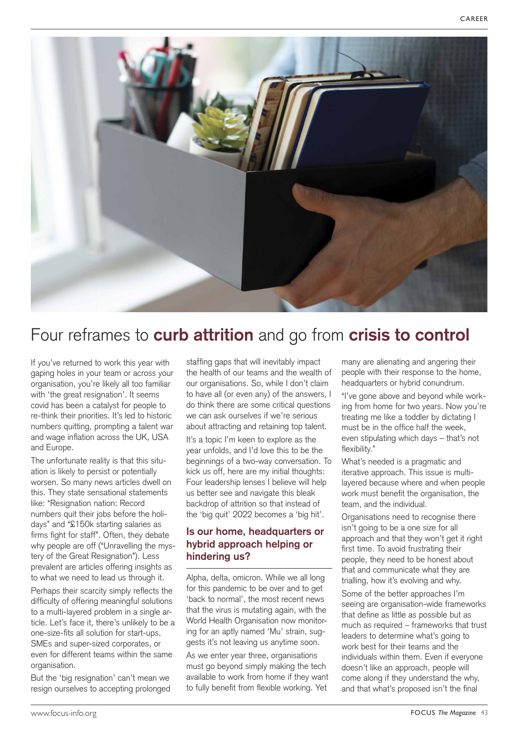# Four reframes to **curb attrition** and go from **crisis to control**

If you've returned to work this year with gaping holes in your team or across your organisation, you're likely all too familiar with 'the great resignation'. It seems covid has been a catalyst for people to re-think their priorities. It's led to historic numbers quitting, prompting a talent war and wage inflation across the UK, USA and Europe.

The unfortunate reality is that this situation is likely to persist or potentially worsen. So many news articles dwell on this. They state sensational statements like: "Resignation nation: Record numbers quit their jobs before the holidays" and "£150k starting salaries as firms fight for staff". Often, they debate why people are off ("Unravelling the mystery of the Great Resignation"). Less prevalent are articles offering insights as to what we need to lead us through it.

Perhaps their scarcity simply reflects the difficulty of offering meaningful solutions to a multi-layered problem in a single article. Let's face it, there's unlikely to be a one-size-fits all solution for start-ups, SMEs and super-sized corporates, or even for different teams within the same organisation.

But the 'big resignation' can't mean we resign ourselves to accepting prolonged staffing gaps that will inevitably impact the health of our teams and the wealth of our organisations. So, while I don't claim to have all (or even any) of the answers, I do think there are some critical questions we can ask ourselves if we're serious about attracting and retaining top talent.

It's a topic I'm keen to explore as the year unfolds, and I'd love this to be the beginnings of a two-way conversation. To kick us off, here are my initial thoughts: Four leadership lenses I believe will help us better see and navigate this bleak backdrop of attrition so that instead of the 'big quit' 2022 becomes a 'big hit'.

## Is our home, headquarters or hybrid approach helping or hindering us?

Alpha, delta, omicron. While we all long for this pandemic to be over and to get 'back to normal', the most recent news that the virus is mutating again, with the World Health Organisation now monitoring for an aptly named 'Mu' strain, suggests it's not leaving us anytime soon.

As we enter year three, organisations must go beyond simply making the tech available to work from home if they want to fully benefit from flexible working. Yet many are alienating and angering their people with their response to the home, headquarters or hybrid conundrum.

"I've gone above and beyond while working from home for two years. Now you're treating me like a toddler by dictating I must be in the office half the week, even stipulating which days – that's not flexibility."

What's needed is a pragmatic and iterative approach. This issue is multi-layered because where and when people work must benefit the organisation, the team, and the individual.

Organisations need to recognise there isn't going to be a one size for all approach and that they won't get it right first time. To avoid frustrating their people, they need to be honest about that and communicate what they are trialling, how it's evolving and why.

Some of the better approaches I'm seeing are organisation-wide frameworks that define as little as possible but as much as required – frameworks that trust leaders to determine what's going to work best for their teams and the individuals within them. Even if everyone doesn't like an approach, people will come along if they understand the why, and that what's proposed isn't the final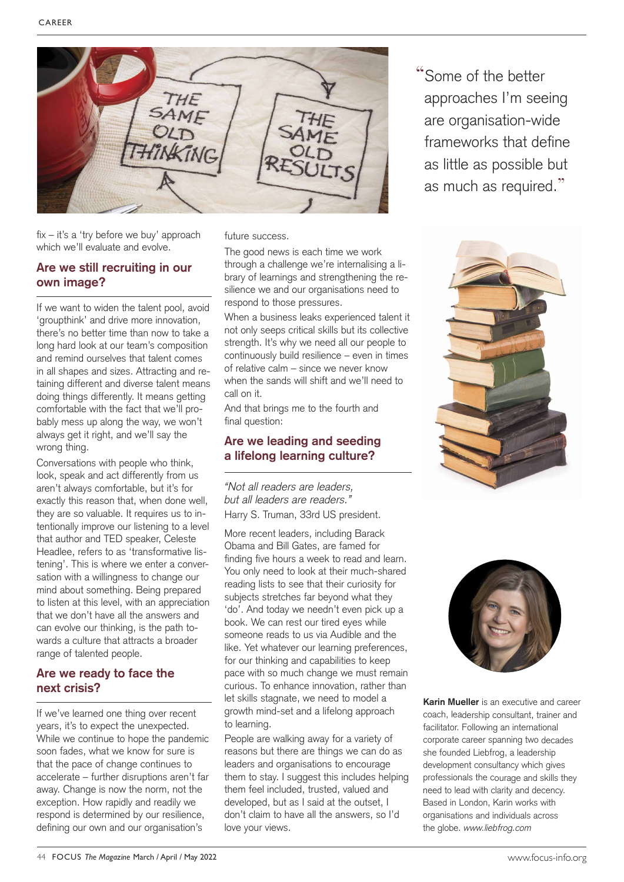fix – it's a 'try before we buy' approach which we'll evaluate and evolve.

## Are we still recruiting in our own image?

If we want to widen the talent pool, avoid 'groupthink' and drive more innovation, there's no better time than now to take a long hard look at our team's composition and remind ourselves that talent comes in all shapes and sizes. Attracting and retaining different and diverse talent means doing things differently. It means getting comfortable with the fact that we'll probably mess up along the way, we won't always get it right, and we'll say the wrong thing.

Conversations with people who think, look, speak and act differently from us aren't always comfortable, but it's for exactly this reason that, when done well, they are so valuable. It requires us to intentionally improve our listening to a level that author and TED speaker, Celeste Headlee, refers to as 'transformative listening'. This is where we enter a conversation with a willingness to change our mind about something. Being prepared to listen at this level, with an appreciation that we don't have all the answers and can evolve our thinking, is the path towards a culture that attracts a broader range of talented people.

## Are we ready to face the next crisis?

If we've learned one thing over recent years, it's to expect the unexpected. While we continue to hope the pandemic soon fades, what we know for sure is that the pace of change continues to accelerate – further disruptions aren't far away. Change is now the norm, not the exception. How rapidly and readily we respond is determined by our resilience, defining our own and our organisation's future success.

The good news is each time we work through a challenge we're internalising a library of learnings and strengthening the resilience we and our organisations need to respond to those pressures.

When a business leaks experienced talent it not only seeps critical skills but its collective strength. It's why we need all our people to continuously build resilience – even in times of relative calm – since we never know when the sands will shift and we'll need to call on it.

And that brings me to the fourth and final question:

## Are we leading and seeding a lifelong learning culture?

*"Not all readers are leaders, but all leaders are readers."*
Harry S. Truman, 33rd US president.

More recent leaders, including Barack Obama and Bill Gates, are famed for finding five hours a week to read and learn. You only need to look at their much-shared reading lists to see that their curiosity for subjects stretches far beyond what they 'do'. And today we needn't even pick up a book. We can rest our tired eyes while someone reads to us via Audible and the like. Yet whatever our learning preferences, for our thinking and capabilities to keep pace with so much change we must remain curious. To enhance innovation, rather than let skills stagnate, we need to model a growth mind-set and a lifelong approach to learning.

People are walking away for a variety of reasons but there are things we can do as leaders and organisations to encourage them to stay. I suggest this includes helping them feel included, trusted, valued and developed, but as I said at the outset, I don't claim to have all the answers, so I'd love your views.

> "Some of the better approaches I'm seeing are organisation-wide frameworks that define as little as possible but as much as required."

**Karin Mueller** is an executive and career coach, leadership consultant, trainer and facilitator. Following an international corporate career spanning two decades she founded Liebfrog, a leadership development consultancy which gives professionals the courage and skills they need to lead with clarity and decency. Based in London, Karin works with organisations and individuals across the globe. *www.liebfrog.com*